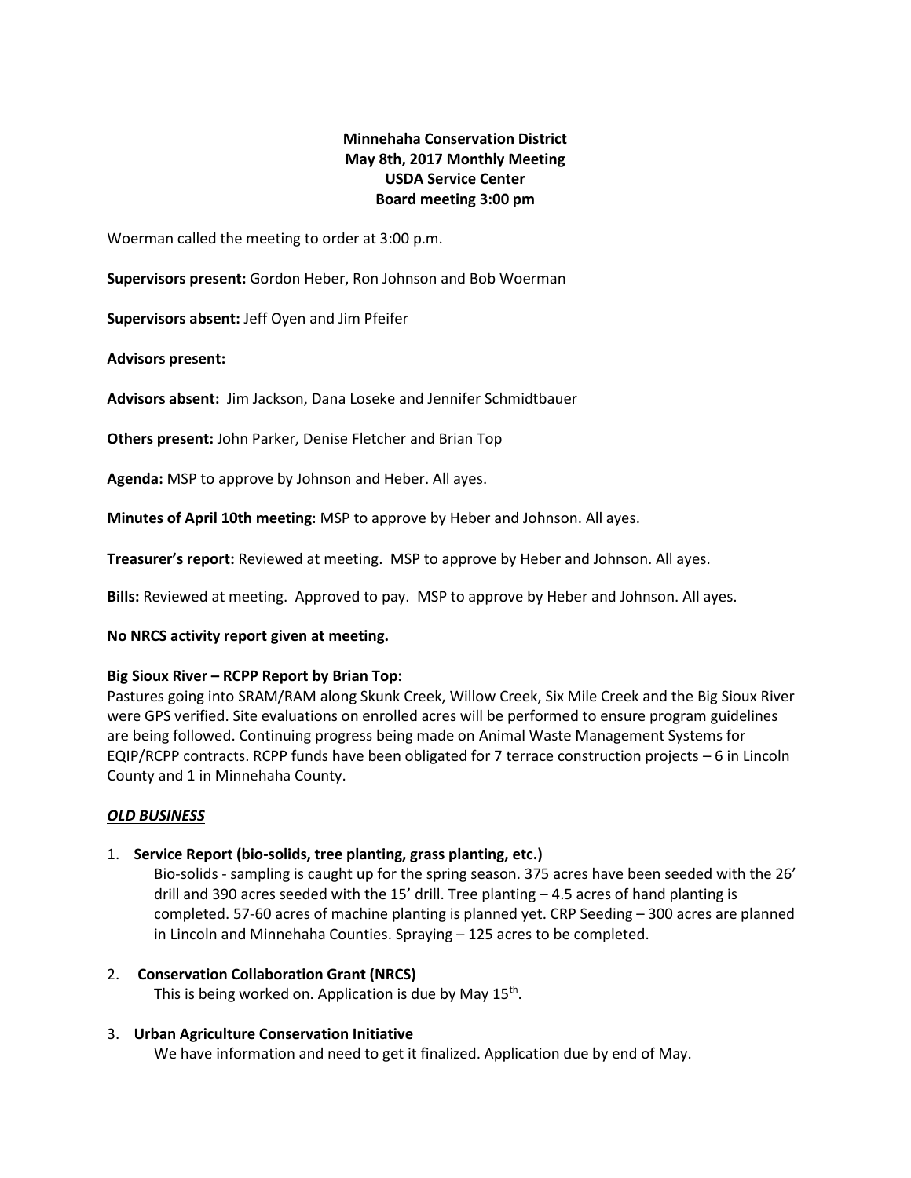**Minnehaha Conservation District**
**May 8th, 2017 Monthly Meeting**
**USDA Service Center**
**Board meeting 3:00 pm**

Woerman called the meeting to order at 3:00 p.m.

**Supervisors present:** Gordon Heber, Ron Johnson and Bob Woerman

**Supervisors absent:** Jeff Oyen and Jim Pfeifer

**Advisors present:**

**Advisors absent:** Jim Jackson, Dana Loseke and Jennifer Schmidtbauer

**Others present:** John Parker, Denise Fletcher and Brian Top

**Agenda:** MSP to approve by Johnson and Heber. All ayes.

**Minutes of April 10th meeting**: MSP to approve by Heber and Johnson. All ayes.

**Treasurer's report:** Reviewed at meeting. MSP to approve by Heber and Johnson. All ayes.

**Bills:** Reviewed at meeting. Approved to pay. MSP to approve by Heber and Johnson. All ayes.

**No NRCS activity report given at meeting.**

**Big Sioux River – RCPP Report by Brian Top:**
Pastures going into SRAM/RAM along Skunk Creek, Willow Creek, Six Mile Creek and the Big Sioux River were GPS verified. Site evaluations on enrolled acres will be performed to ensure program guidelines are being followed. Continuing progress being made on Animal Waste Management Systems for EQIP/RCPP contracts. RCPP funds have been obligated for 7 terrace construction projects – 6 in Lincoln County and 1 in Minnehaha County.

***OLD BUSINESS***

1. **Service Report (bio-solids, tree planting, grass planting, etc.)**
   Bio-solids - sampling is caught up for the spring season. 375 acres have been seeded with the 26' drill and 390 acres seeded with the 15' drill. Tree planting – 4.5 acres of hand planting is completed. 57-60 acres of machine planting is planned yet. CRP Seeding – 300 acres are planned in Lincoln and Minnehaha Counties. Spraying – 125 acres to be completed.

2. **Conservation Collaboration Grant (NRCS)**
   This is being worked on. Application is due by May 15th.

3. **Urban Agriculture Conservation Initiative**
   We have information and need to get it finalized. Application due by end of May.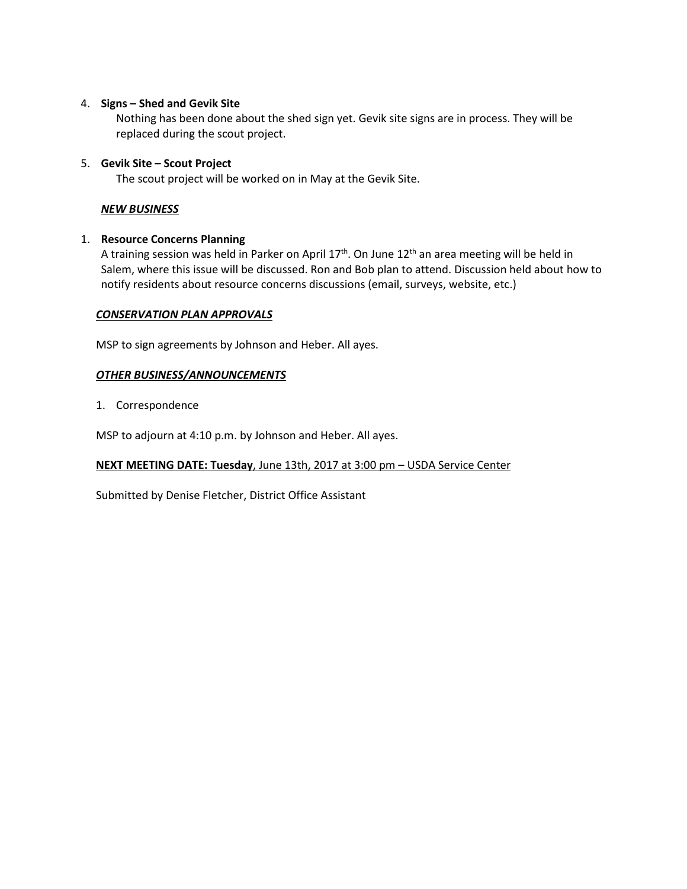4. **Signs – Shed and Gevik Site**
   Nothing has been done about the shed sign yet. Gevik site signs are in process. They will be replaced during the scout project.

5. **Gevik Site – Scout Project**
   The scout project will be worked on in May at the Gevik Site.

***NEW BUSINESS***

1. **Resource Concerns Planning**
   A training session was held in Parker on April 17th. On June 12th an area meeting will be held in Salem, where this issue will be discussed. Ron and Bob plan to attend. Discussion held about how to notify residents about resource concerns discussions (email, surveys, website, etc.)

***CONSERVATION PLAN APPROVALS***

MSP to sign agreements by Johnson and Heber. All ayes.

***OTHER BUSINESS/ANNOUNCEMENTS***

1. Correspondence

MSP to adjourn at 4:10 p.m. by Johnson and Heber. All ayes.

**NEXT MEETING DATE: Tuesday**, June 13th, 2017 at 3:00 pm – USDA Service Center

Submitted by Denise Fletcher, District Office Assistant